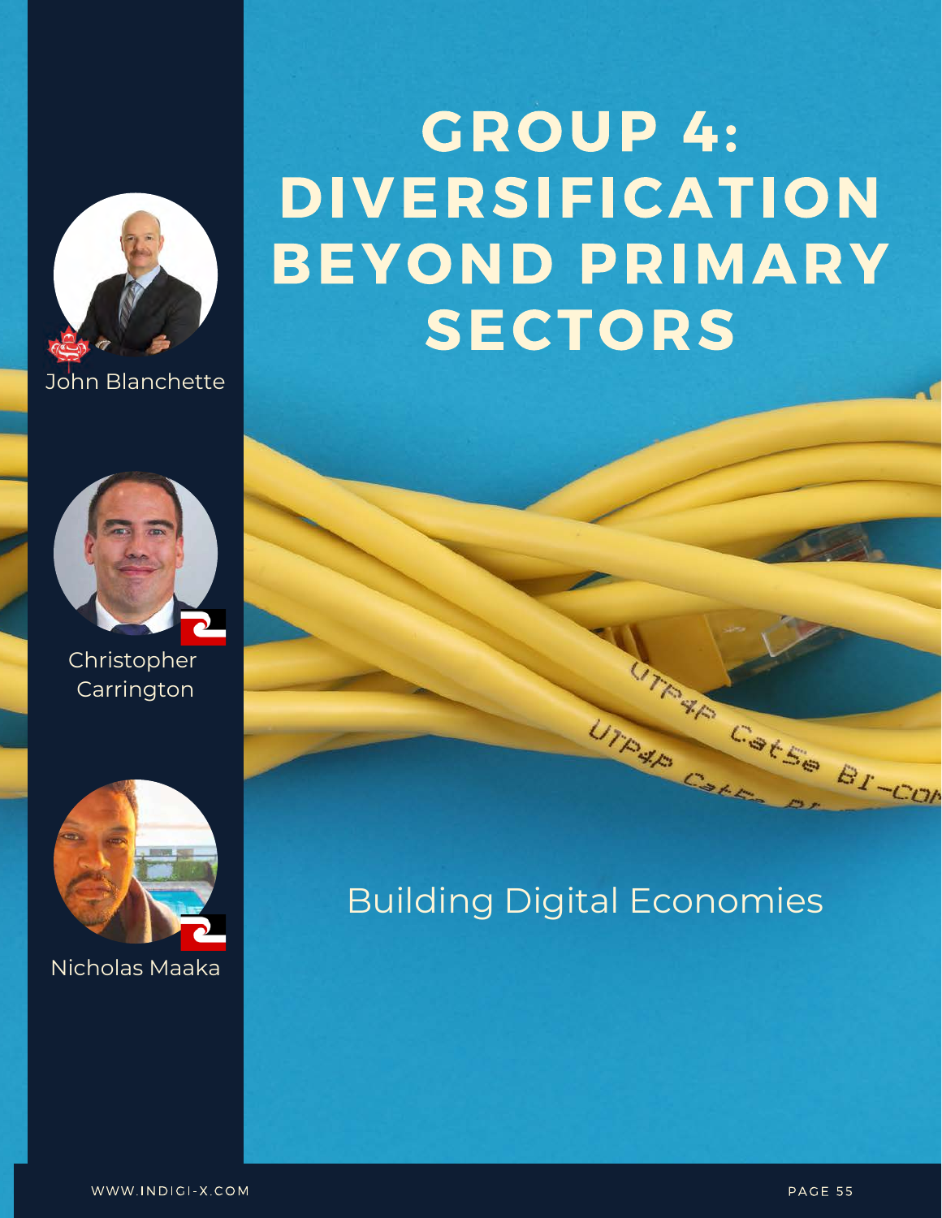John Blanchette

Christopher Carrington

Nicholas Maaka

# GROUP 4: DIVERSIFICATION BEYOND PRIMARY SECTORS

## Building Digital Economies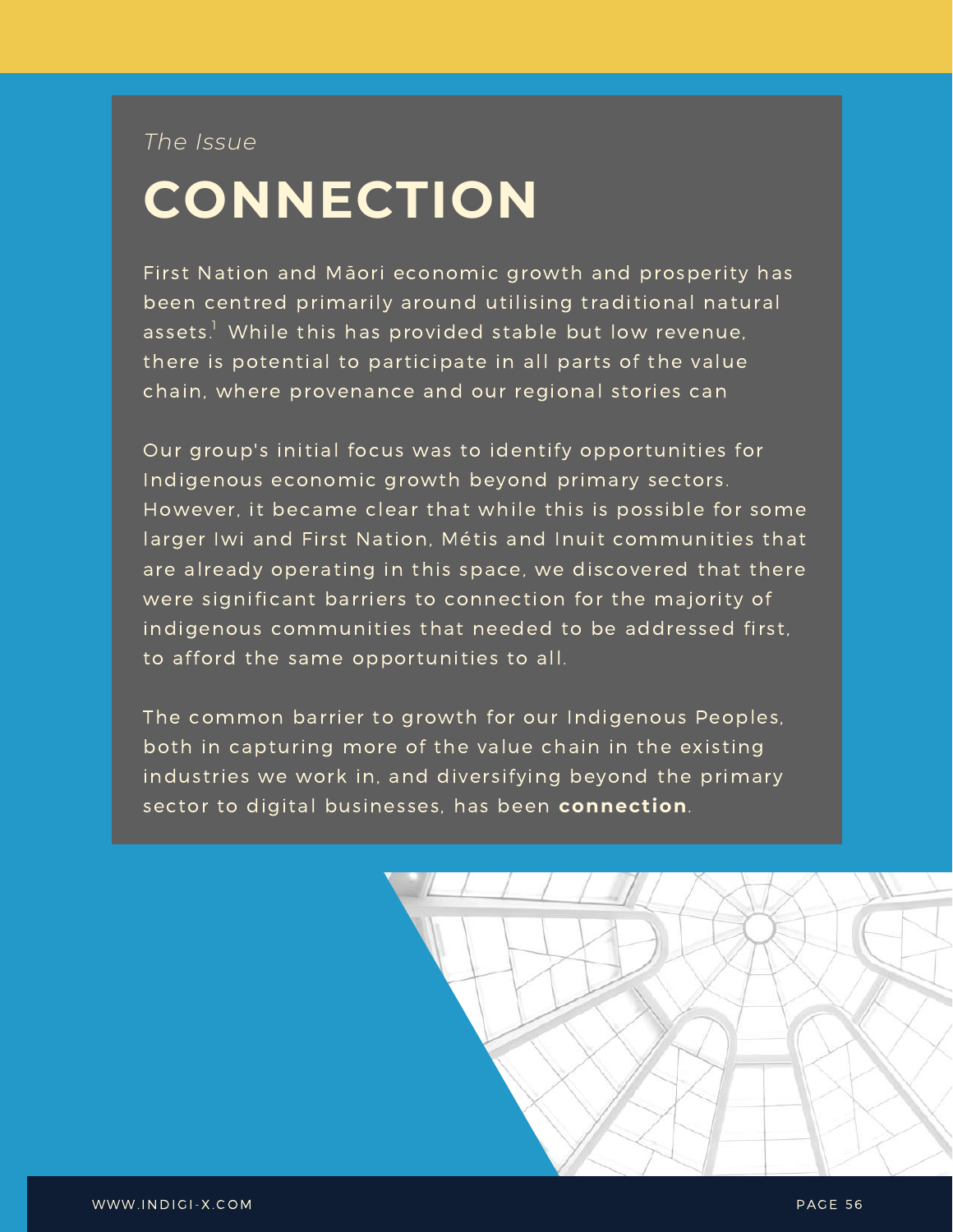*The Issue*

# CONNECTION

First Nation and Māori economic growth and prosperity has been centred primarily around utilising traditional natural assets.[1] While this has provided stable but low revenue, there is potential to participate in all parts of the value chain, where provenance and our regional stories can

Our group's initial focus was to identify opportunities for Indigenous economic growth beyond primary sectors. However, it became clear that while this is possible for some larger Iwi and First Nation, Métis and Inuit communities that are already operating in this space, we discovered that there were significant barriers to connection for the majority of indigenous communities that needed to be addressed first, to afford the same opportunities to all.

The common barrier to growth for our Indigenous Peoples, both in capturing more of the value chain in the existing industries we work in, and diversifying beyond the primary sector to digital businesses, has been **connection**.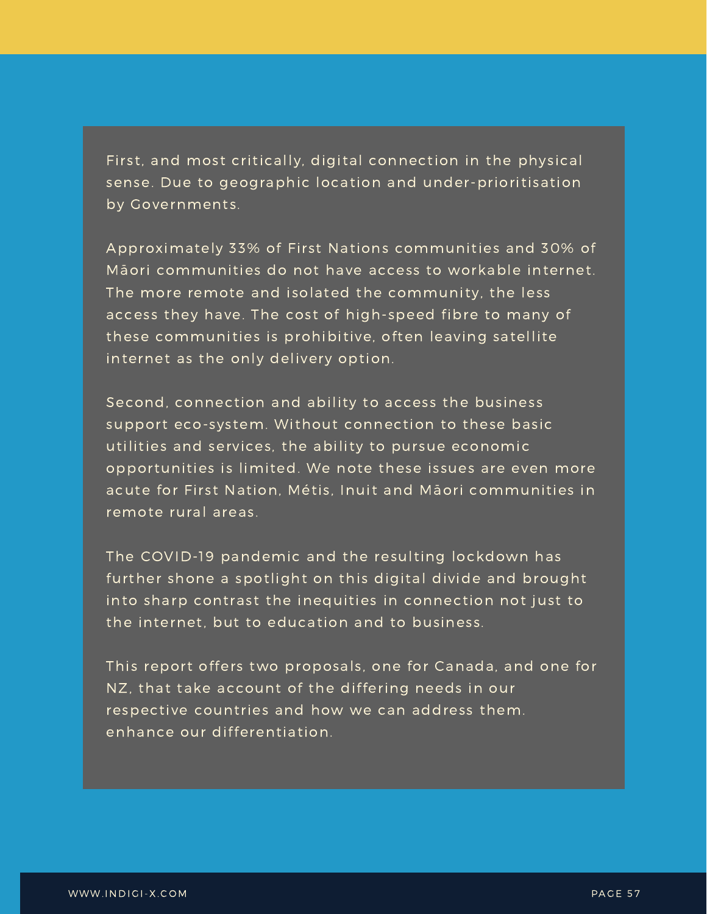First, and most critically, digital connection in the physical sense. Due to geographic location and under-prioritisation by Governments.

Approximately 33% of First Nations communities and 30% of Māori communities do not have access to workable internet. The more remote and isolated the community, the less access they have. The cost of high-speed fibre to many of these communities is prohibitive, often leaving satellite internet as the only delivery option.

Second, connection and ability to access the business support eco-system. Without connection to these basic utilities and services, the ability to pursue economic opportunities is limited. We note these issues are even more acute for First Nation, Métis, Inuit and Māori communities in remote rural areas.

The COVID-19 pandemic and the resulting lockdown has further shone a spotlight on this digital divide and brought into sharp contrast the inequities in connection not just to the internet, but to education and to business.

This report offers two proposals, one for Canada, and one for NZ, that take account of the differing needs in our respective countries and how we can address them. enhance our differentiation.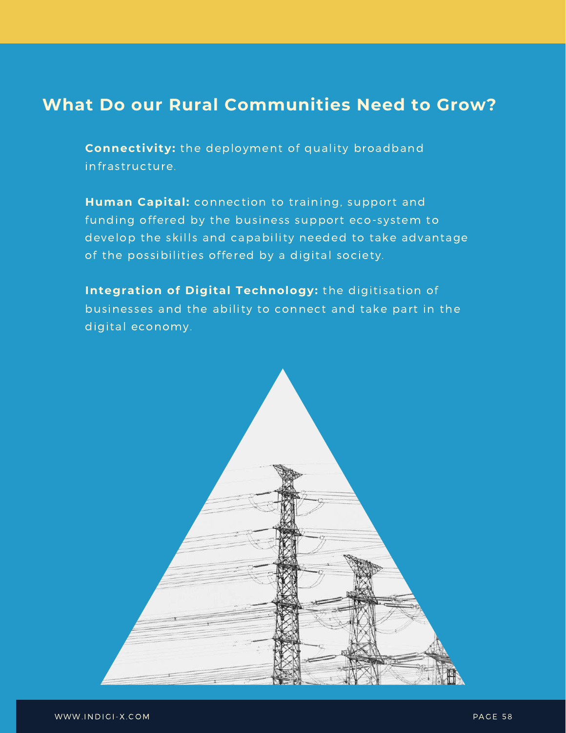## What Do our Rural Communities Need to Grow?

**Connectivity:** the deployment of quality broadband infrastructure.

**Human Capital:** connection to training, support and funding offered by the business support eco-system to develop the skills and capability needed to take advantage of the possibilities offered by a digital society.

**Integration of Digital Technology:** the digitisation of businesses and the ability to connect and take part in the digital economy.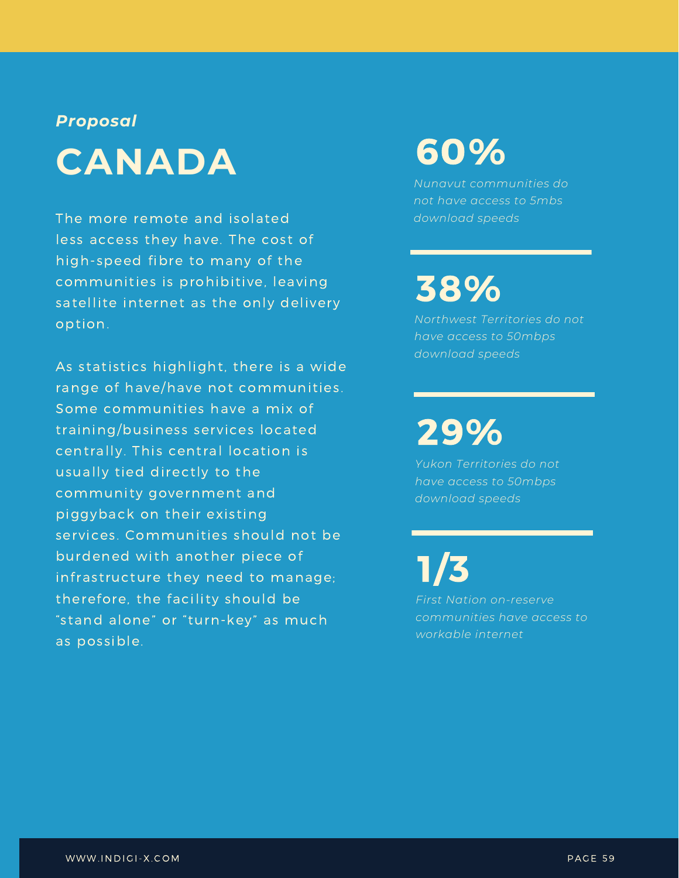*Proposal*

# CANADA

The more remote and isolated less access they have. The cost of high-speed fibre to many of the communities is prohibitive, leaving satellite internet as the only delivery option.

As statistics highlight, there is a wide range of have/have not communities. Some communities have a mix of training/business services located centrally. This central location is usually tied directly to the community government and piggyback on their existing services. Communities should not be burdened with another piece of infrastructure they need to manage; therefore, the facility should be "stand alone" or "turn-key" as much as possible.

## 60%

*Nunavut communities do not have access to 5mbs download speeds*

## 38%

*Northwest Territories do not have access to 50mbps download speeds*

## 29%

*Yukon Territories do not have access to 50mbps download speeds*

## 1/3

*First Nation on-reserve communities have access to workable internet*

WWW.INDIGI-X.COM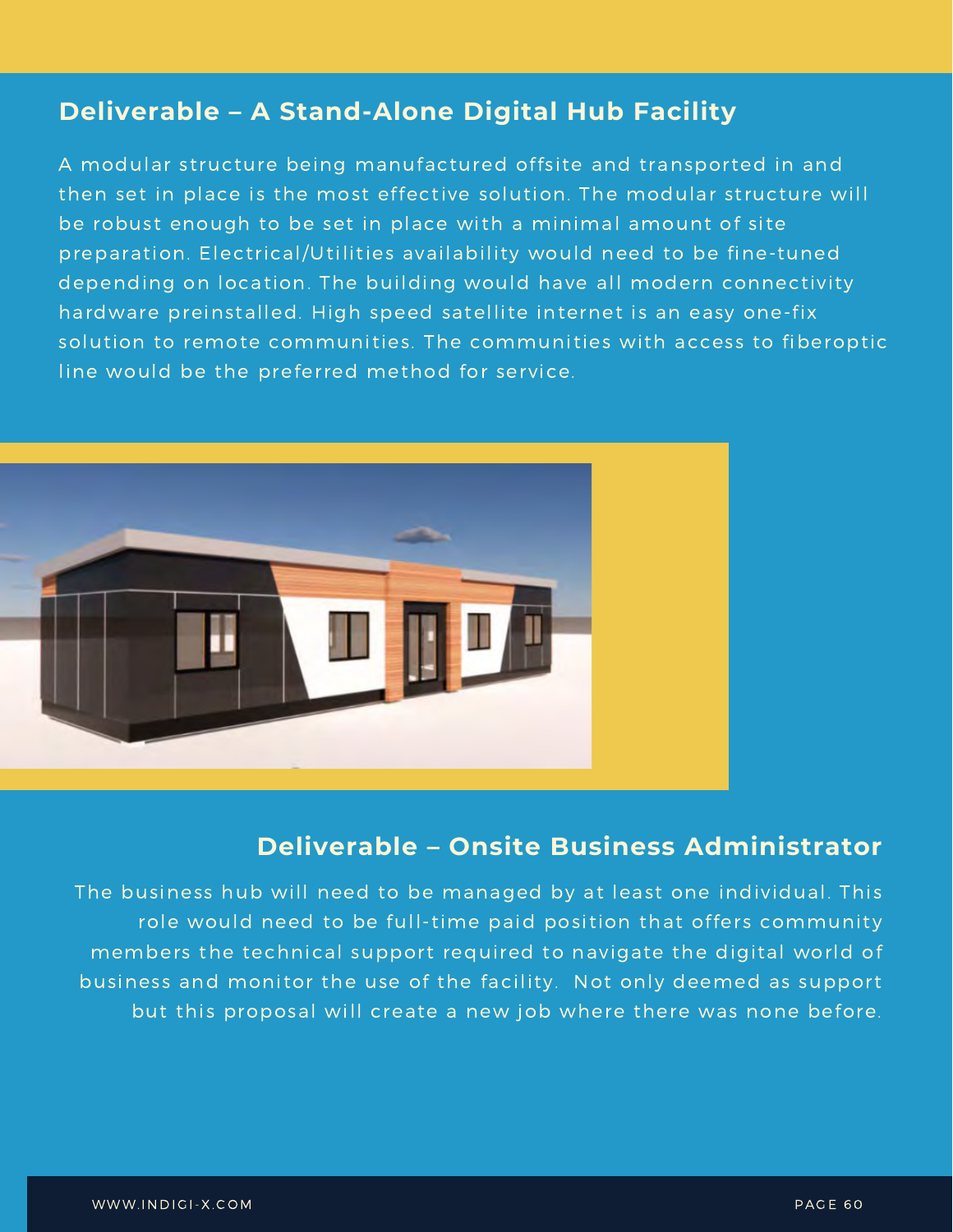## Deliverable – A Stand-Alone Digital Hub Facility

A modular structure being manufactured offsite and transported in and then set in place is the most effective solution. The modular structure will be robust enough to be set in place with a minimal amount of site preparation. Electrical/Utilities availability would need to be fine-tuned depending on location. The building would have all modern connectivity hardware preinstalled. High speed satellite internet is an easy one-fix solution to remote communities. The communities with access to fiberoptic line would be the preferred method for service.

## Deliverable – Onsite Business Administrator

The business hub will need to be managed by at least one individual. This role would need to be full-time paid position that offers community members the technical support required to navigate the digital world of business and monitor the use of the facility. Not only deemed as support but this proposal will create a new job where there was none before.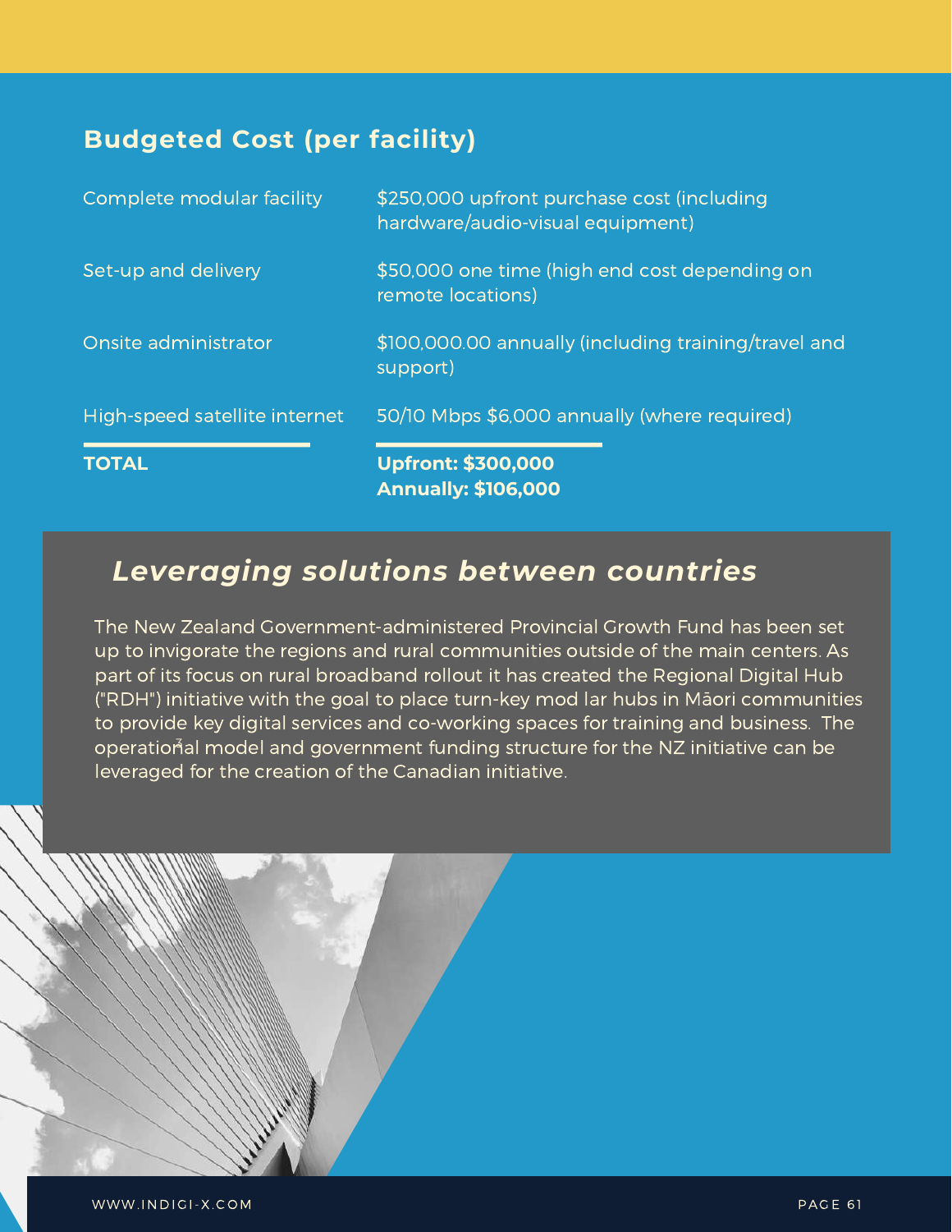## Budgeted Cost (per facility)

| | |
|---|---|
| Complete modular facility | $250,000 upfront purchase cost (including hardware/audio-visual equipment) |
| Set-up and delivery | $50,000 one time (high end cost depending on remote locations) |
| Onsite administrator | $100,000.00 annually (including training/travel and support) |
| High-speed satellite internet | 50/10 Mbps $6,000 annually (where required) |
| **TOTAL** | **Upfront: $300,000**<br>**Annually: $106,000** |

### *Leveraging solutions between countries*

The New Zealand Government-administered Provincial Growth Fund has been set up to invigorate the regions and rural communities outside of the main centers. As part of its focus on rural broadband rollout it has created the Regional Digital Hub ("RDH") initiative with the goal to place turn-key mod lar hubs in Māori communities to provide key digital services and co-working spaces for training and business. The operational model and government funding structure for the NZ initiative can be leveraged for the creation of the Canadian initiative.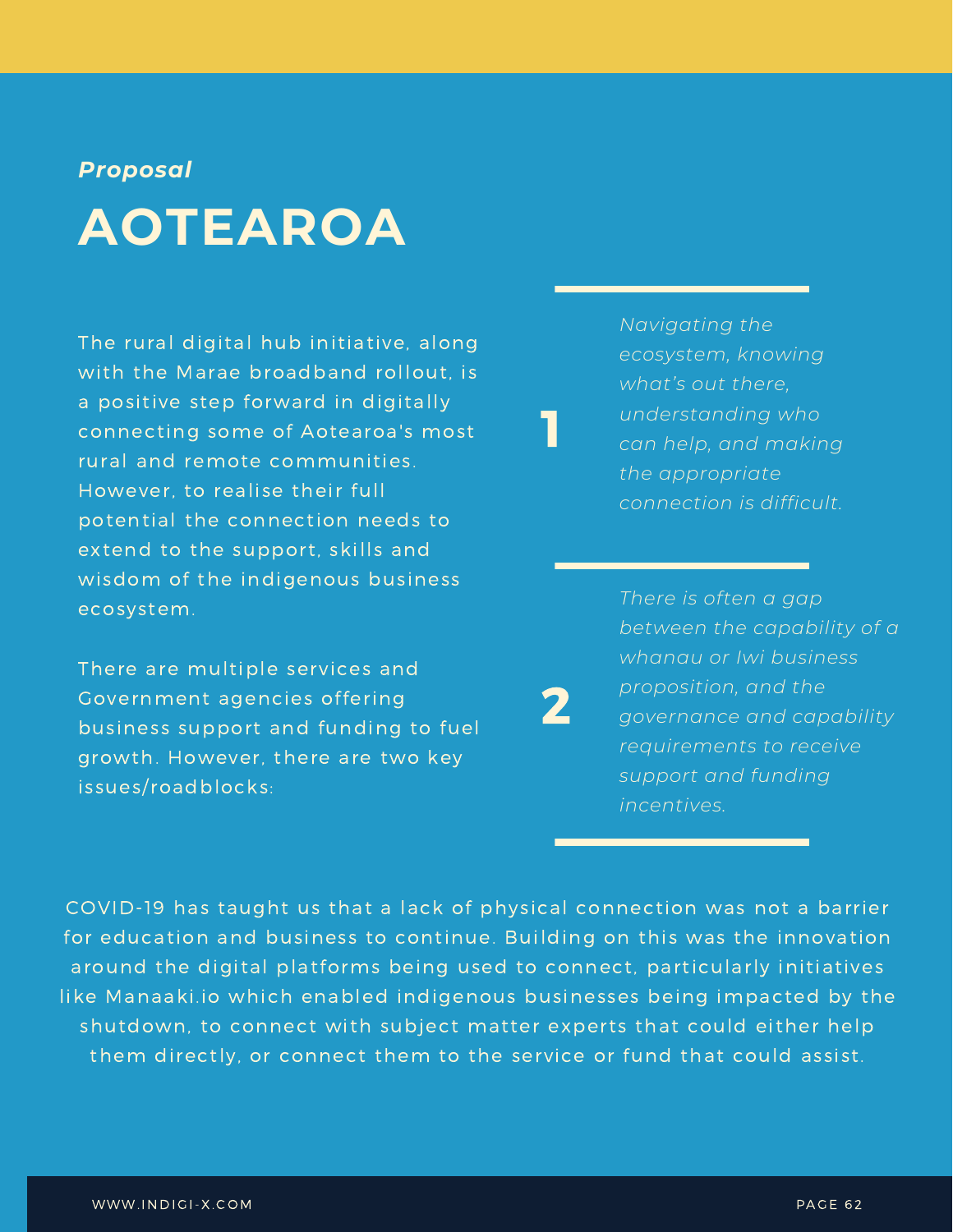*Proposal*

# AOTEAROA

The rural digital hub initiative, along with the Marae broadband rollout, is a positive step forward in digitally connecting some of Aotearoa's most rural and remote communities. However, to realise their full potential the connection needs to extend to the support, skills and wisdom of the indigenous business ecosystem.

There are multiple services and Government agencies offering business support and funding to fuel growth. However, there are two key issues/roadblocks:

1. *Navigating the ecosystem, knowing what's out there, understanding who can help, and making the appropriate connection is difficult.*

2. *There is often a gap between the capability of a whanau or Iwi business proposition, and the governance and capability requirements to receive support and funding incentives.*

COVID-19 has taught us that a lack of physical connection was not a barrier for education and business to continue. Building on this was the innovation around the digital platforms being used to connect, particularly initiatives like Manaaki.io which enabled indigenous businesses being impacted by the shutdown, to connect with subject matter experts that could either help them directly, or connect them to the service or fund that could assist.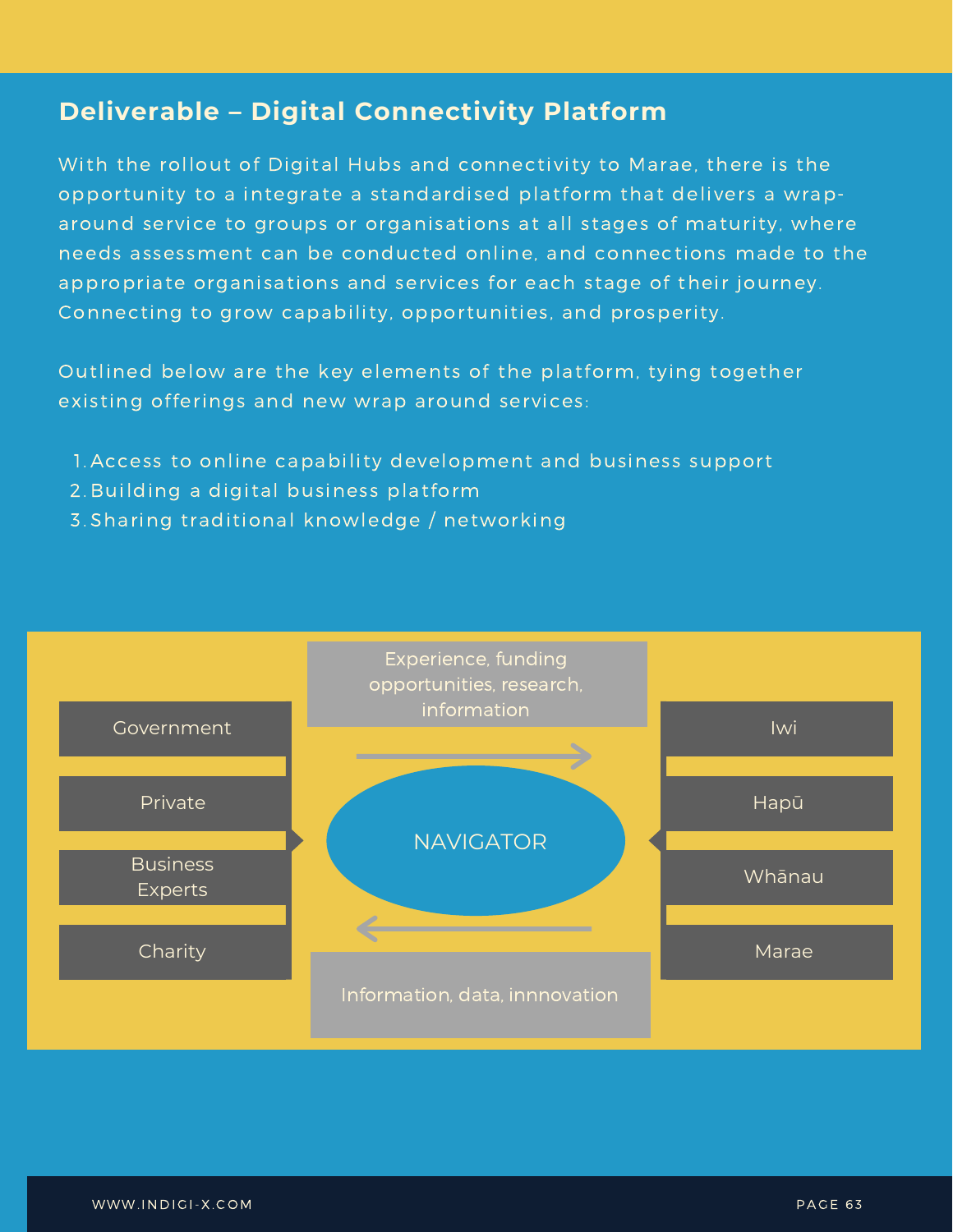## Deliverable – Digital Connectivity Platform

With the rollout of Digital Hubs and connectivity to Marae, there is the opportunity to a integrate a standardised platform that delivers a wrap-around service to groups or organisations at all stages of maturity, where needs assessment can be conducted online, and connections made to the appropriate organisations and services for each stage of their journey. Connecting to grow capability, opportunities, and prosperity.

Outlined below are the key elements of the platform, tying together existing offerings and new wrap around services:

1. Access to online capability development and business support
2. Building a digital business platform
3. Sharing traditional knowledge / networking

Government

Private

Business Experts

Charity

Experience, funding opportunities, research, information

NAVIGATOR

Information, data, innnovation

Iwi

Hapū

Whānau

Marae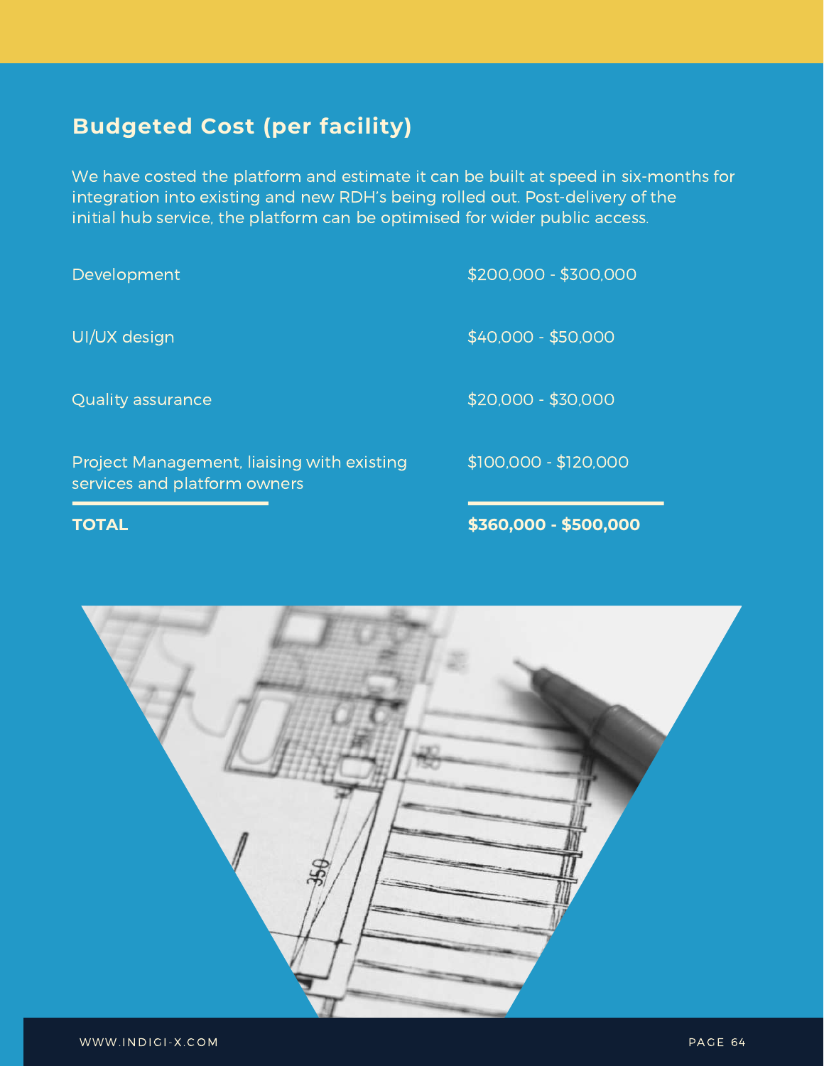## Budgeted Cost (per facility)

We have costed the platform and estimate it can be built at speed in six-months for integration into existing and new RDH's being rolled out. Post-delivery of the initial hub service, the platform can be optimised for wider public access.

| Item | Cost |
|---|---|
| Development | $200,000 - $300,000 |
| UI/UX design | $40,000 - $50,000 |
| Quality assurance | $20,000 - $30,000 |
| Project Management, liaising with existing services and platform owners | $100,000 - $120,000 |
| **TOTAL** | **$360,000 - $500,000** |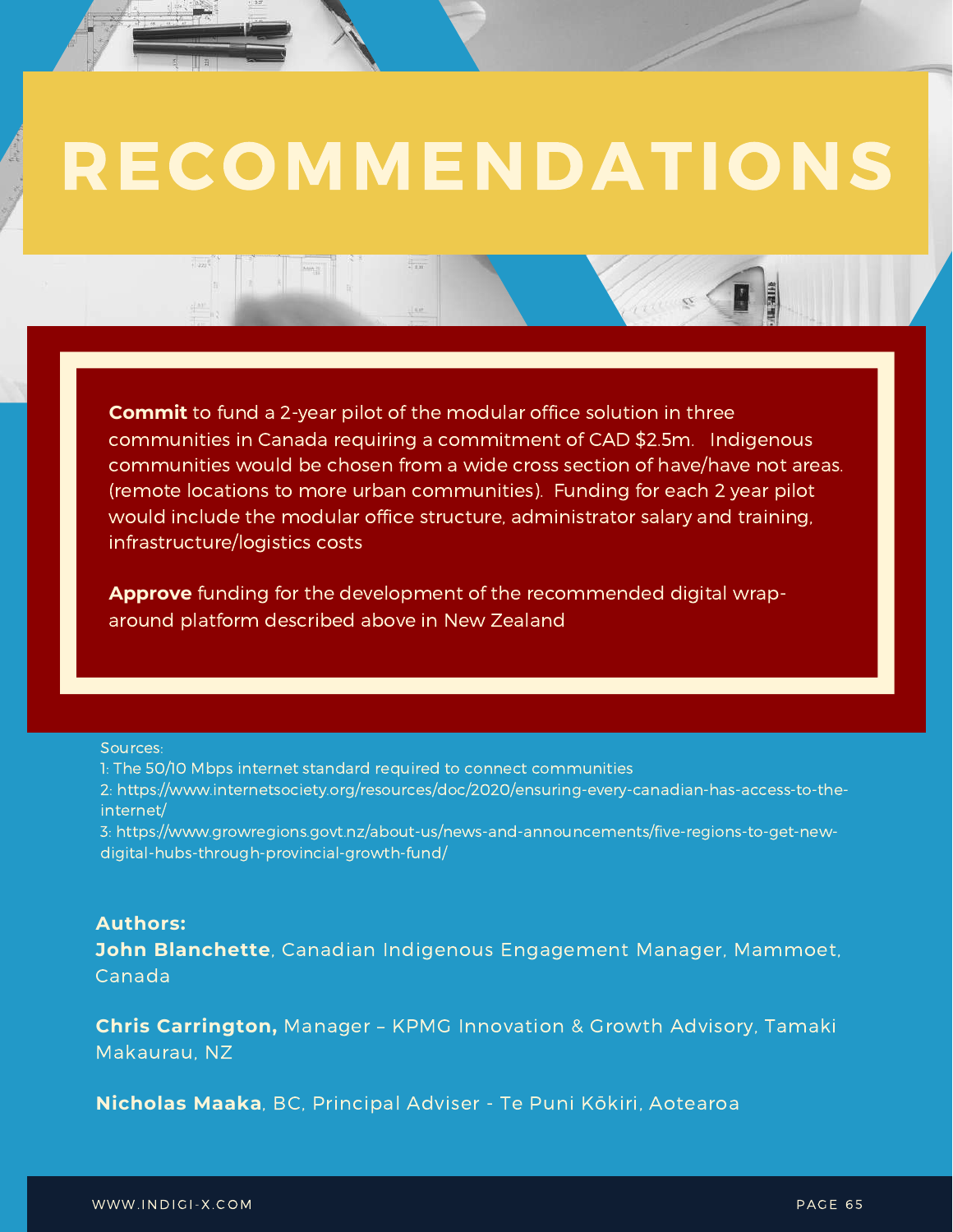# RECOMMENDATIONS

**Commit** to fund a 2-year pilot of the modular office solution in three communities in Canada requiring a commitment of CAD $2.5m. Indigenous communities would be chosen from a wide cross section of have/have not areas. (remote locations to more urban communities). Funding for each 2 year pilot would include the modular office structure, administrator salary and training, infrastructure/logistics costs

**Approve** funding for the development of the recommended digital wrap-around platform described above in New Zealand

Sources:
1: The 50/10 Mbps internet standard required to connect communities
2: https://www.internetsociety.org/resources/doc/2020/ensuring-every-canadian-has-access-to-the-internet/
3: https://www.growregions.govt.nz/about-us/news-and-announcements/five-regions-to-get-new-digital-hubs-through-provincial-growth-fund/

**Authors:**

**John Blanchette**, Canadian Indigenous Engagement Manager, Mammoet, Canada

**Chris Carrington,** Manager – KPMG Innovation & Growth Advisory, Tamaki Makaurau, NZ

**Nicholas Maaka**, BC, Principal Adviser - Te Puni Kōkiri, Aotearoa